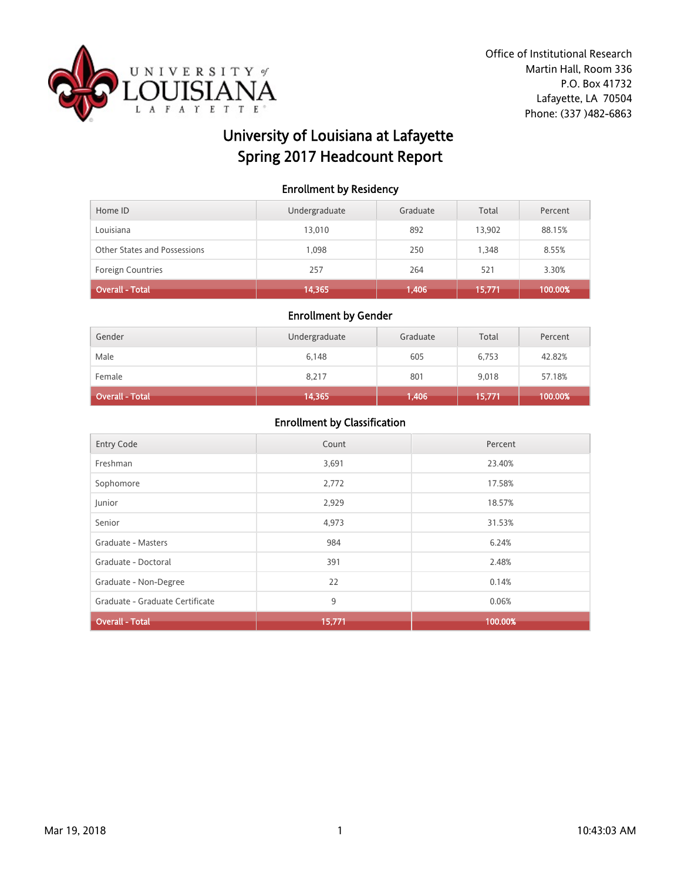Office of Institutional Research
Martin Hall, Room 336
P.O. Box 41732
Lafayette, LA 70504
Phone: (337 )482-6863

# University of Louisiana at Lafayette
# Spring 2017 Headcount Report

## Enrollment by Residency

| Home ID | Undergraduate | Graduate | Total | Percent |
|---|---|---|---|---|
| Louisiana | 13,010 | 892 | 13,902 | 88.15% |
| Other States and Possessions | 1,098 | 250 | 1,348 | 8.55% |
| Foreign Countries | 257 | 264 | 521 | 3.30% |
| **Overall - Total** | **14,365** | **1,406** | **15,771** | **100.00%** |

## Enrollment by Gender

| Gender | Undergraduate | Graduate | Total | Percent |
|---|---|---|---|---|
| Male | 6,148 | 605 | 6,753 | 42.82% |
| Female | 8,217 | 801 | 9,018 | 57.18% |
| **Overall - Total** | **14,365** | **1,406** | **15,771** | **100.00%** |

## Enrollment by Classification

| Entry Code | Count | Percent |
|---|---|---|
| Freshman | 3,691 | 23.40% |
| Sophomore | 2,772 | 17.58% |
| Junior | 2,929 | 18.57% |
| Senior | 4,973 | 31.53% |
| Graduate - Masters | 984 | 6.24% |
| Graduate - Doctoral | 391 | 2.48% |
| Graduate - Non-Degree | 22 | 0.14% |
| Graduate - Graduate Certificate | 9 | 0.06% |
| **Overall - Total** | **15,771** | **100.00%** |

Mar 19, 2018 10:43:03 AM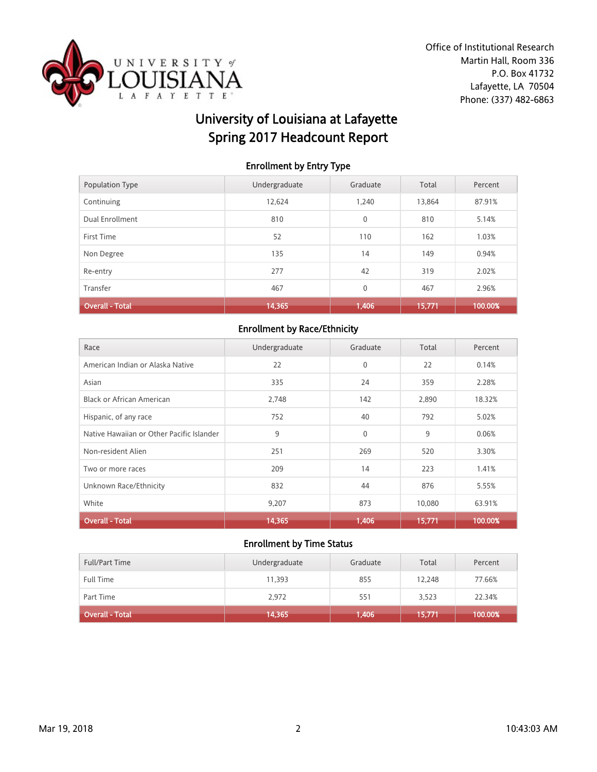Office of Institutional Research
Martin Hall, Room 336
P.O. Box 41732
Lafayette, LA 70504
Phone: (337) 482-6863

# University of Louisiana at Lafayette
# Spring 2017 Headcount Report

### Enrollment by Entry Type

| Population Type | Undergraduate | Graduate | Total | Percent |
|---|---|---|---|---|
| Continuing | 12,624 | 1,240 | 13,864 | 87.91% |
| Dual Enrollment | 810 | 0 | 810 | 5.14% |
| First Time | 52 | 110 | 162 | 1.03% |
| Non Degree | 135 | 14 | 149 | 0.94% |
| Re-entry | 277 | 42 | 319 | 2.02% |
| Transfer | 467 | 0 | 467 | 2.96% |
| **Overall - Total** | **14,365** | **1,406** | **15,771** | **100.00%** |

### Enrollment by Race/Ethnicity

| Race | Undergraduate | Graduate | Total | Percent |
|---|---|---|---|---|
| American Indian or Alaska Native | 22 | 0 | 22 | 0.14% |
| Asian | 335 | 24 | 359 | 2.28% |
| Black or African American | 2,748 | 142 | 2,890 | 18.32% |
| Hispanic, of any race | 752 | 40 | 792 | 5.02% |
| Native Hawaiian or Other Pacific Islander | 9 | 0 | 9 | 0.06% |
| Non-resident Alien | 251 | 269 | 520 | 3.30% |
| Two or more races | 209 | 14 | 223 | 1.41% |
| Unknown Race/Ethnicity | 832 | 44 | 876 | 5.55% |
| White | 9,207 | 873 | 10,080 | 63.91% |
| **Overall - Total** | **14,365** | **1,406** | **15,771** | **100.00%** |

### Enrollment by Time Status

| Full/Part Time | Undergraduate | Graduate | Total | Percent |
|---|---|---|---|---|
| Full Time | 11,393 | 855 | 12,248 | 77.66% |
| Part Time | 2,972 | 551 | 3,523 | 22.34% |
| **Overall - Total** | **14,365** | **1,406** | **15,771** | **100.00%** |

Mar 19, 2018 10:43:03 AM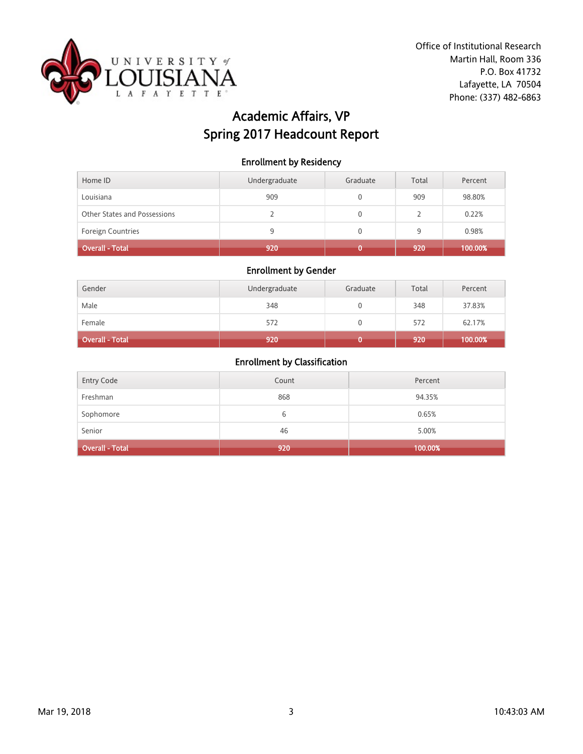Office of Institutional Research
Martin Hall, Room 336
P.O. Box 41732
Lafayette, LA 70504
Phone: (337) 482-6863

# Academic Affairs, VP
# Spring 2017 Headcount Report

## Enrollment by Residency

| Home ID | Undergraduate | Graduate | Total | Percent |
|---|---|---|---|---|
| Louisiana | 909 | 0 | 909 | 98.80% |
| Other States and Possessions | 2 | 0 | 2 | 0.22% |
| Foreign Countries | 9 | 0 | 9 | 0.98% |
| **Overall - Total** | **920** | **0** | **920** | **100.00%** |

## Enrollment by Gender

| Gender | Undergraduate | Graduate | Total | Percent |
|---|---|---|---|---|
| Male | 348 | 0 | 348 | 37.83% |
| Female | 572 | 0 | 572 | 62.17% |
| **Overall - Total** | **920** | **0** | **920** | **100.00%** |

## Enrollment by Classification

| Entry Code | Count | Percent |
|---|---|---|
| Freshman | 868 | 94.35% |
| Sophomore | 6 | 0.65% |
| Senior | 46 | 5.00% |
| **Overall - Total** | **920** | **100.00%** |

Mar 19, 2018 10:43:03 AM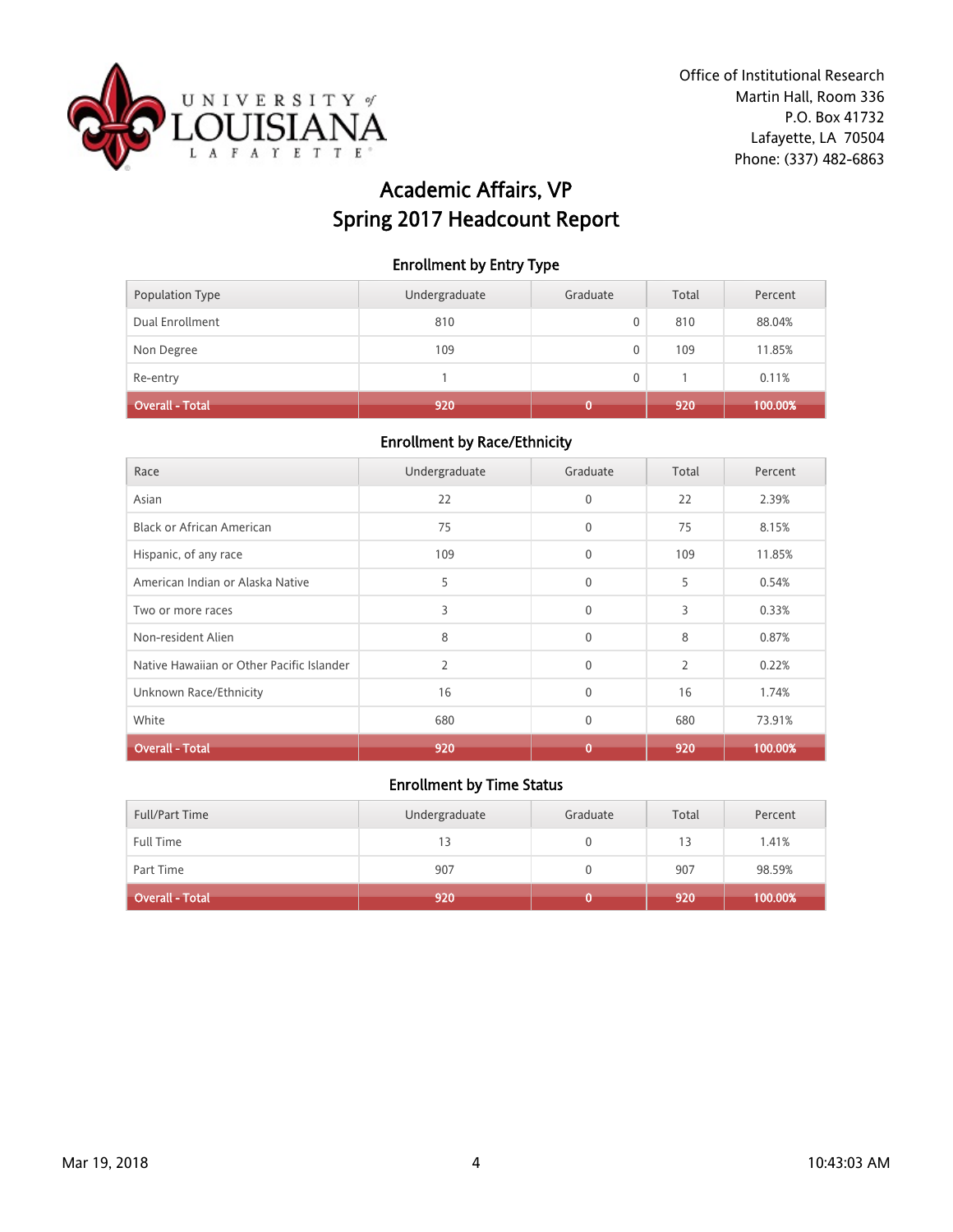Office of Institutional Research
Martin Hall, Room 336
P.O. Box 41732
Lafayette, LA 70504
Phone: (337) 482-6863

# Academic Affairs, VP
# Spring 2017 Headcount Report

## Enrollment by Entry Type

| Population Type | Undergraduate | Graduate | Total | Percent |
|---|---|---|---|---|
| Dual Enrollment | 810 | 0 | 810 | 88.04% |
| Non Degree | 109 | 0 | 109 | 11.85% |
| Re-entry | 1 | 0 | 1 | 0.11% |
| **Overall - Total** | **920** | **0** | **920** | **100.00%** |

## Enrollment by Race/Ethnicity

| Race | Undergraduate | Graduate | Total | Percent |
|---|---|---|---|---|
| Asian | 22 | 0 | 22 | 2.39% |
| Black or African American | 75 | 0 | 75 | 8.15% |
| Hispanic, of any race | 109 | 0 | 109 | 11.85% |
| American Indian or Alaska Native | 5 | 0 | 5 | 0.54% |
| Two or more races | 3 | 0 | 3 | 0.33% |
| Non-resident Alien | 8 | 0 | 8 | 0.87% |
| Native Hawaiian or Other Pacific Islander | 2 | 0 | 2 | 0.22% |
| Unknown Race/Ethnicity | 16 | 0 | 16 | 1.74% |
| White | 680 | 0 | 680 | 73.91% |
| **Overall - Total** | **920** | **0** | **920** | **100.00%** |

## Enrollment by Time Status

| Full/Part Time | Undergraduate | Graduate | Total | Percent |
|---|---|---|---|---|
| Full Time | 13 | 0 | 13 | 1.41% |
| Part Time | 907 | 0 | 907 | 98.59% |
| **Overall - Total** | **920** | **0** | **920** | **100.00%** |

Mar 19, 2018 10:43:03 AM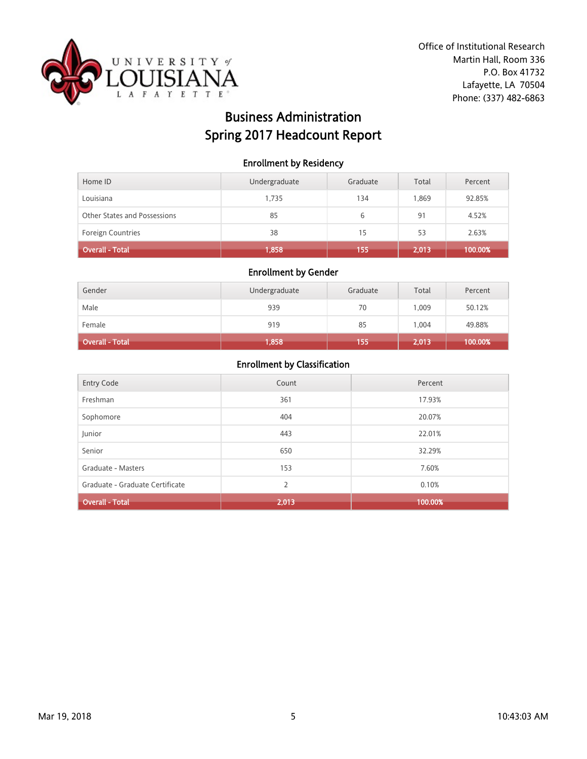Office of Institutional Research
Martin Hall, Room 336
P.O. Box 41732
Lafayette, LA 70504
Phone: (337) 482-6863

# Business Administration
# Spring 2017 Headcount Report

### Enrollment by Residency

| Home ID | Undergraduate | Graduate | Total | Percent |
|---|---|---|---|---|
| Louisiana | 1,735 | 134 | 1,869 | 92.85% |
| Other States and Possessions | 85 | 6 | 91 | 4.52% |
| Foreign Countries | 38 | 15 | 53 | 2.63% |
| **Overall - Total** | **1,858** | **155** | **2,013** | **100.00%** |

### Enrollment by Gender

| Gender | Undergraduate | Graduate | Total | Percent |
|---|---|---|---|---|
| Male | 939 | 70 | 1,009 | 50.12% |
| Female | 919 | 85 | 1,004 | 49.88% |
| **Overall - Total** | **1,858** | **155** | **2,013** | **100.00%** |

### Enrollment by Classification

| Entry Code | Count | Percent |
|---|---|---|
| Freshman | 361 | 17.93% |
| Sophomore | 404 | 20.07% |
| Junior | 443 | 22.01% |
| Senior | 650 | 32.29% |
| Graduate - Masters | 153 | 7.60% |
| Graduate - Graduate Certificate | 2 | 0.10% |
| **Overall - Total** | **2,013** | **100.00%** |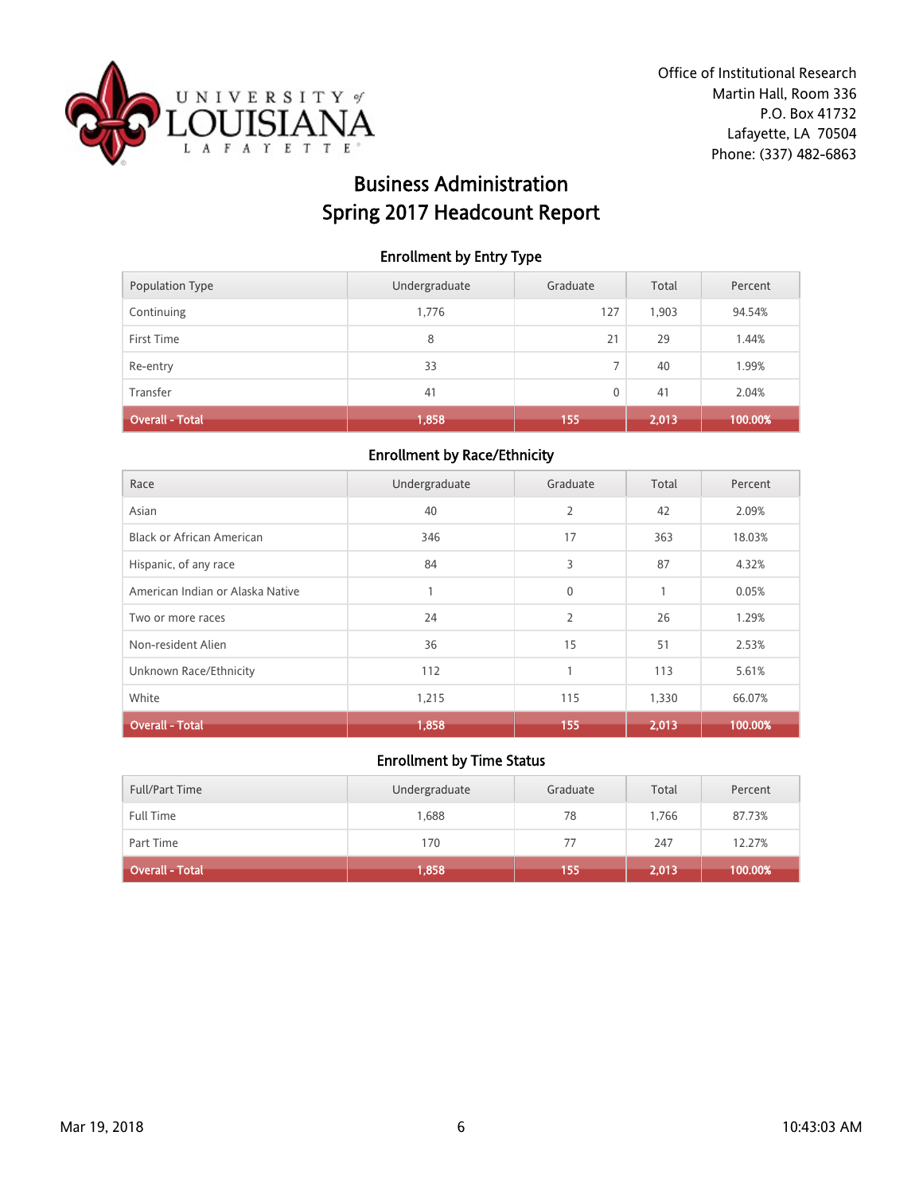UNIVERSITY of LOUISIANA LAFAYETTE

Office of Institutional Research
Martin Hall, Room 336
P.O. Box 41732
Lafayette, LA 70504
Phone: (337) 482-6863

# Business Administration
# Spring 2017 Headcount Report

## Enrollment by Entry Type

| Population Type | Undergraduate | Graduate | Total | Percent |
|---|---|---|---|---|
| Continuing | 1,776 | 127 | 1,903 | 94.54% |
| First Time | 8 | 21 | 29 | 1.44% |
| Re-entry | 33 | 7 | 40 | 1.99% |
| Transfer | 41 | 0 | 41 | 2.04% |
| **Overall - Total** | **1,858** | **155** | **2,013** | **100.00%** |

## Enrollment by Race/Ethnicity

| Race | Undergraduate | Graduate | Total | Percent |
|---|---|---|---|---|
| Asian | 40 | 2 | 42 | 2.09% |
| Black or African American | 346 | 17 | 363 | 18.03% |
| Hispanic, of any race | 84 | 3 | 87 | 4.32% |
| American Indian or Alaska Native | 1 | 0 | 1 | 0.05% |
| Two or more races | 24 | 2 | 26 | 1.29% |
| Non-resident Alien | 36 | 15 | 51 | 2.53% |
| Unknown Race/Ethnicity | 112 | 1 | 113 | 5.61% |
| White | 1,215 | 115 | 1,330 | 66.07% |
| **Overall - Total** | **1,858** | **155** | **2,013** | **100.00%** |

## Enrollment by Time Status

| Full/Part Time | Undergraduate | Graduate | Total | Percent |
|---|---|---|---|---|
| Full Time | 1,688 | 78 | 1,766 | 87.73% |
| Part Time | 170 | 77 | 247 | 12.27% |
| **Overall - Total** | **1,858** | **155** | **2,013** | **100.00%** |

Mar 19, 2018 10:43:03 AM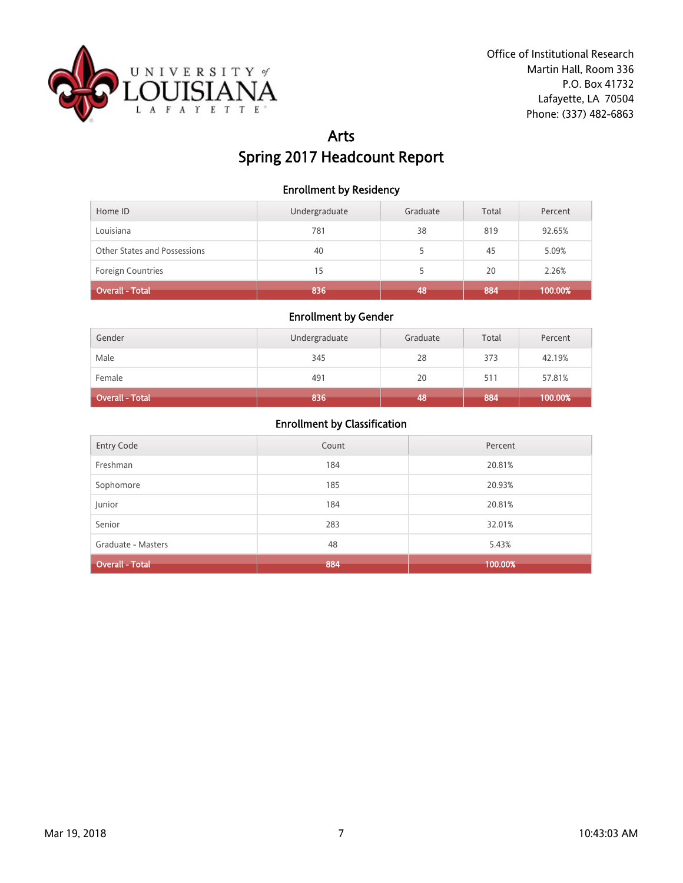Office of Institutional Research
Martin Hall, Room 336
P.O. Box 41732
Lafayette, LA 70504
Phone: (337) 482-6863

# Arts
# Spring 2017 Headcount Report

### Enrollment by Residency

| Home ID | Undergraduate | Graduate | Total | Percent |
|---|---|---|---|---|
| Louisiana | 781 | 38 | 819 | 92.65% |
| Other States and Possessions | 40 | 5 | 45 | 5.09% |
| Foreign Countries | 15 | 5 | 20 | 2.26% |
| **Overall - Total** | **836** | **48** | **884** | **100.00%** |

### Enrollment by Gender

| Gender | Undergraduate | Graduate | Total | Percent |
|---|---|---|---|---|
| Male | 345 | 28 | 373 | 42.19% |
| Female | 491 | 20 | 511 | 57.81% |
| **Overall - Total** | **836** | **48** | **884** | **100.00%** |

### Enrollment by Classification

| Entry Code | Count | Percent |
|---|---|---|
| Freshman | 184 | 20.81% |
| Sophomore | 185 | 20.93% |
| Junior | 184 | 20.81% |
| Senior | 283 | 32.01% |
| Graduate - Masters | 48 | 5.43% |
| **Overall - Total** | **884** | **100.00%** |

Mar 19, 2018 10:43:03 AM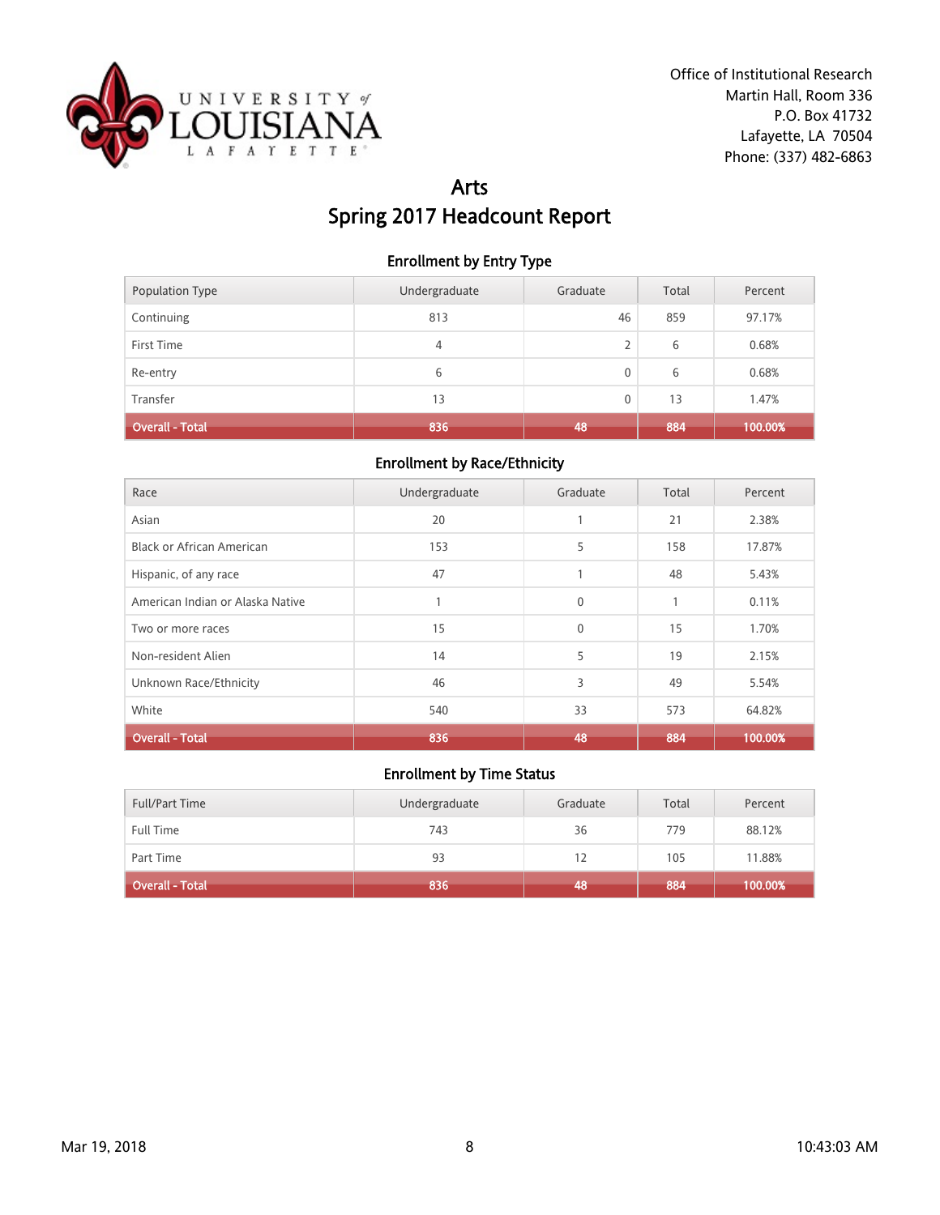Office of Institutional Research
Martin Hall, Room 336
P.O. Box 41732
Lafayette, LA 70504
Phone: (337) 482-6863

# Arts
# Spring 2017 Headcount Report

### Enrollment by Entry Type

| Population Type | Undergraduate | Graduate | Total | Percent |
|---|---|---|---|---|
| Continuing | 813 | 46 | 859 | 97.17% |
| First Time | 4 | 2 | 6 | 0.68% |
| Re-entry | 6 | 0 | 6 | 0.68% |
| Transfer | 13 | 0 | 13 | 1.47% |
| **Overall - Total** | **836** | **48** | **884** | **100.00%** |

### Enrollment by Race/Ethnicity

| Race | Undergraduate | Graduate | Total | Percent |
|---|---|---|---|---|
| Asian | 20 | 1 | 21 | 2.38% |
| Black or African American | 153 | 5 | 158 | 17.87% |
| Hispanic, of any race | 47 | 1 | 48 | 5.43% |
| American Indian or Alaska Native | 1 | 0 | 1 | 0.11% |
| Two or more races | 15 | 0 | 15 | 1.70% |
| Non-resident Alien | 14 | 5 | 19 | 2.15% |
| Unknown Race/Ethnicity | 46 | 3 | 49 | 5.54% |
| White | 540 | 33 | 573 | 64.82% |
| **Overall - Total** | **836** | **48** | **884** | **100.00%** |

### Enrollment by Time Status

| Full/Part Time | Undergraduate | Graduate | Total | Percent |
|---|---|---|---|---|
| Full Time | 743 | 36 | 779 | 88.12% |
| Part Time | 93 | 12 | 105 | 11.88% |
| **Overall - Total** | **836** | **48** | **884** | **100.00%** |

Mar 19, 2018 10:43:03 AM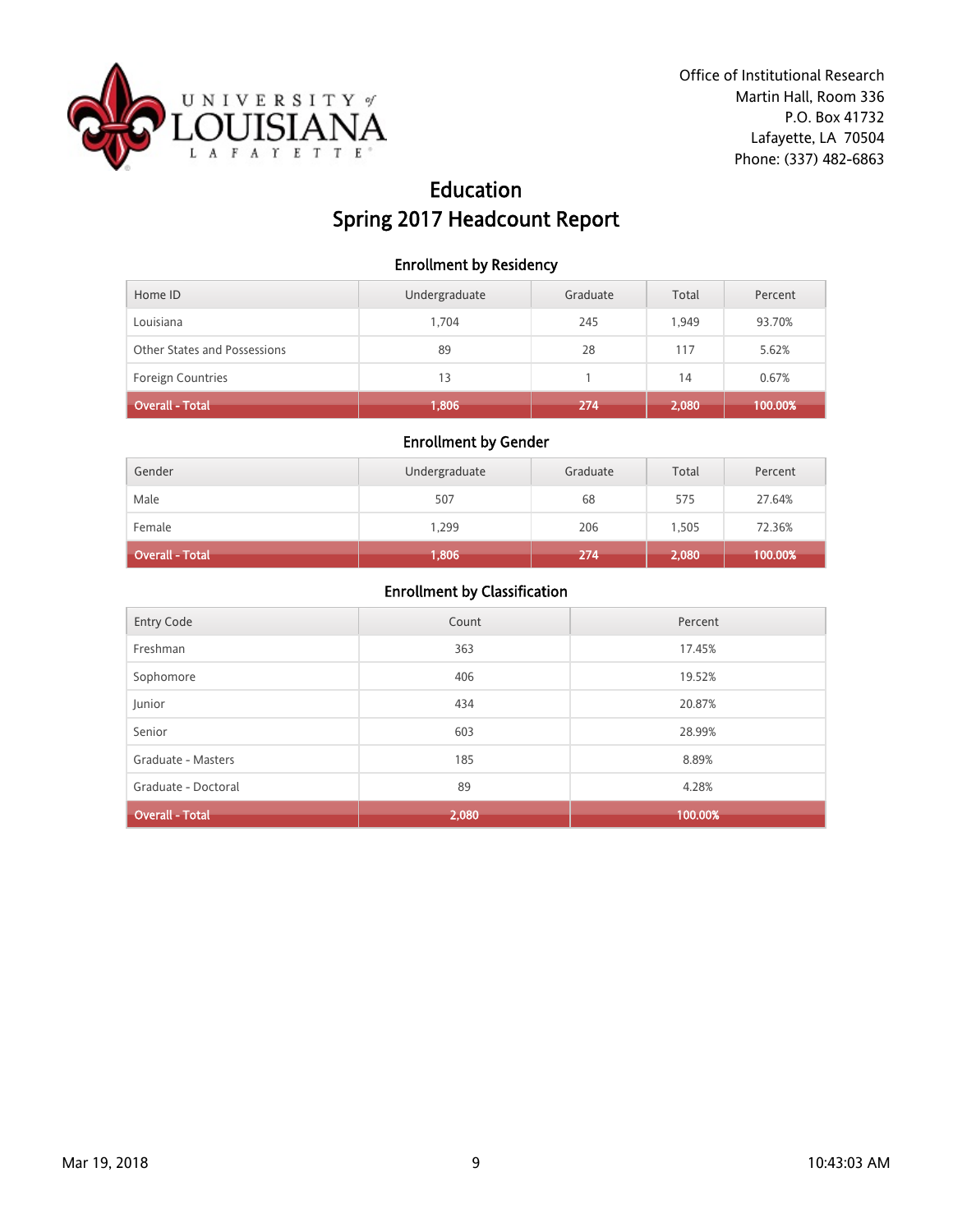Office of Institutional Research
Martin Hall, Room 336
P.O. Box 41732
Lafayette, LA 70504
Phone: (337) 482-6863

# Education
# Spring 2017 Headcount Report

### Enrollment by Residency

| Home ID | Undergraduate | Graduate | Total | Percent |
|---|---|---|---|---|
| Louisiana | 1,704 | 245 | 1,949 | 93.70% |
| Other States and Possessions | 89 | 28 | 117 | 5.62% |
| Foreign Countries | 13 | 1 | 14 | 0.67% |
| **Overall - Total** | **1,806** | **274** | **2,080** | **100.00%** |

### Enrollment by Gender

| Gender | Undergraduate | Graduate | Total | Percent |
|---|---|---|---|---|
| Male | 507 | 68 | 575 | 27.64% |
| Female | 1,299 | 206 | 1,505 | 72.36% |
| **Overall - Total** | **1,806** | **274** | **2,080** | **100.00%** |

### Enrollment by Classification

| Entry Code | Count | Percent |
|---|---|---|
| Freshman | 363 | 17.45% |
| Sophomore | 406 | 19.52% |
| Junior | 434 | 20.87% |
| Senior | 603 | 28.99% |
| Graduate - Masters | 185 | 8.89% |
| Graduate - Doctoral | 89 | 4.28% |
| **Overall - Total** | **2,080** | **100.00%** |

Mar 19, 2018 10:43:03 AM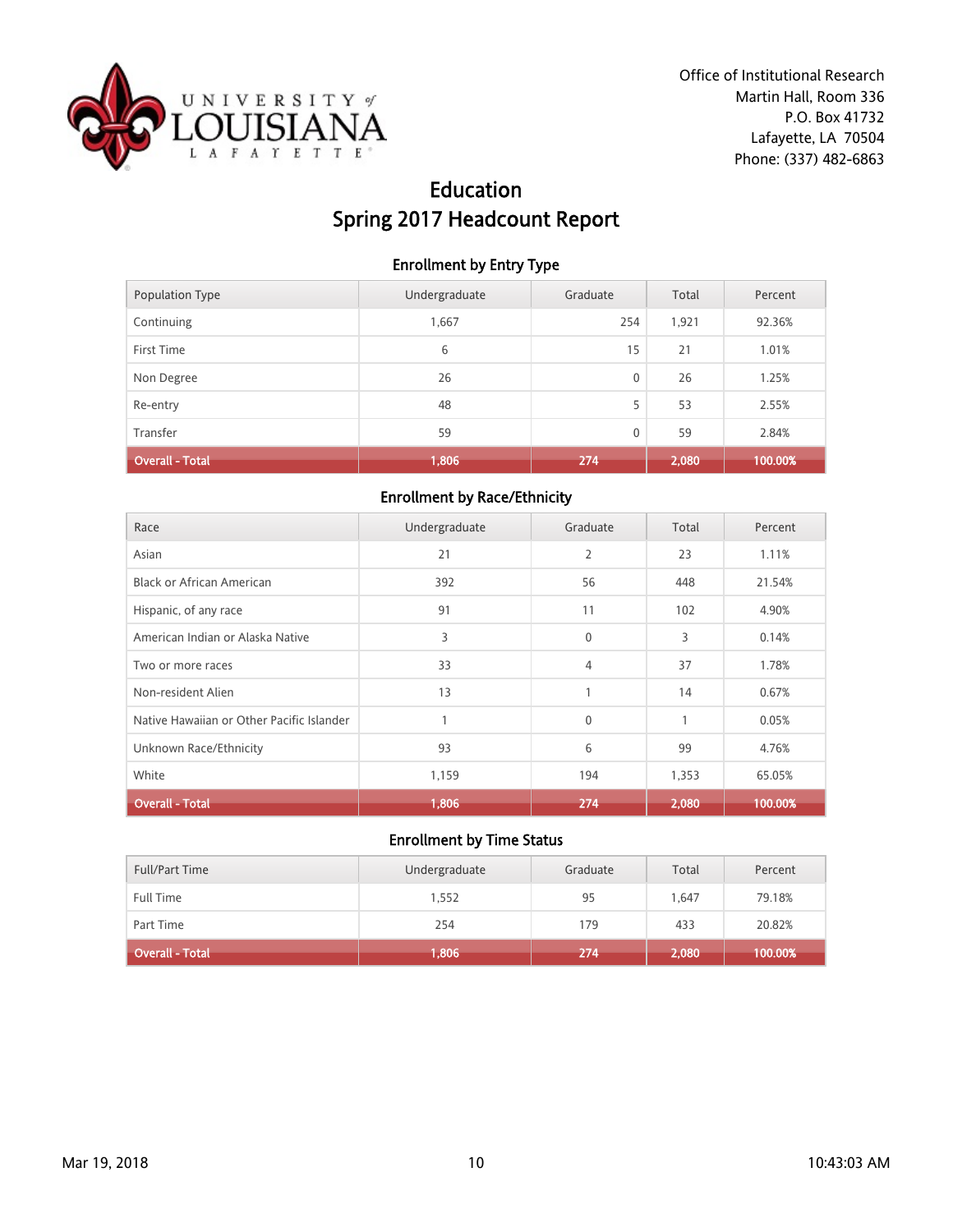Office of Institutional Research
Martin Hall, Room 336
P.O. Box 41732
Lafayette, LA 70504
Phone: (337) 482-6863

# Education
# Spring 2017 Headcount Report

## Enrollment by Entry Type

| Population Type | Undergraduate | Graduate | Total | Percent |
|---|---|---|---|---|
| Continuing | 1,667 | 254 | 1,921 | 92.36% |
| First Time | 6 | 15 | 21 | 1.01% |
| Non Degree | 26 | 0 | 26 | 1.25% |
| Re-entry | 48 | 5 | 53 | 2.55% |
| Transfer | 59 | 0 | 59 | 2.84% |
| **Overall - Total** | **1,806** | **274** | **2,080** | **100.00%** |

## Enrollment by Race/Ethnicity

| Race | Undergraduate | Graduate | Total | Percent |
|---|---|---|---|---|
| Asian | 21 | 2 | 23 | 1.11% |
| Black or African American | 392 | 56 | 448 | 21.54% |
| Hispanic, of any race | 91 | 11 | 102 | 4.90% |
| American Indian or Alaska Native | 3 | 0 | 3 | 0.14% |
| Two or more races | 33 | 4 | 37 | 1.78% |
| Non-resident Alien | 13 | 1 | 14 | 0.67% |
| Native Hawaiian or Other Pacific Islander | 1 | 0 | 1 | 0.05% |
| Unknown Race/Ethnicity | 93 | 6 | 99 | 4.76% |
| White | 1,159 | 194 | 1,353 | 65.05% |
| **Overall - Total** | **1,806** | **274** | **2,080** | **100.00%** |

## Enrollment by Time Status

| Full/Part Time | Undergraduate | Graduate | Total | Percent |
|---|---|---|---|---|
| Full Time | 1,552 | 95 | 1,647 | 79.18% |
| Part Time | 254 | 179 | 433 | 20.82% |
| **Overall - Total** | **1,806** | **274** | **2,080** | **100.00%** |

Mar 19, 2018 10:43:03 AM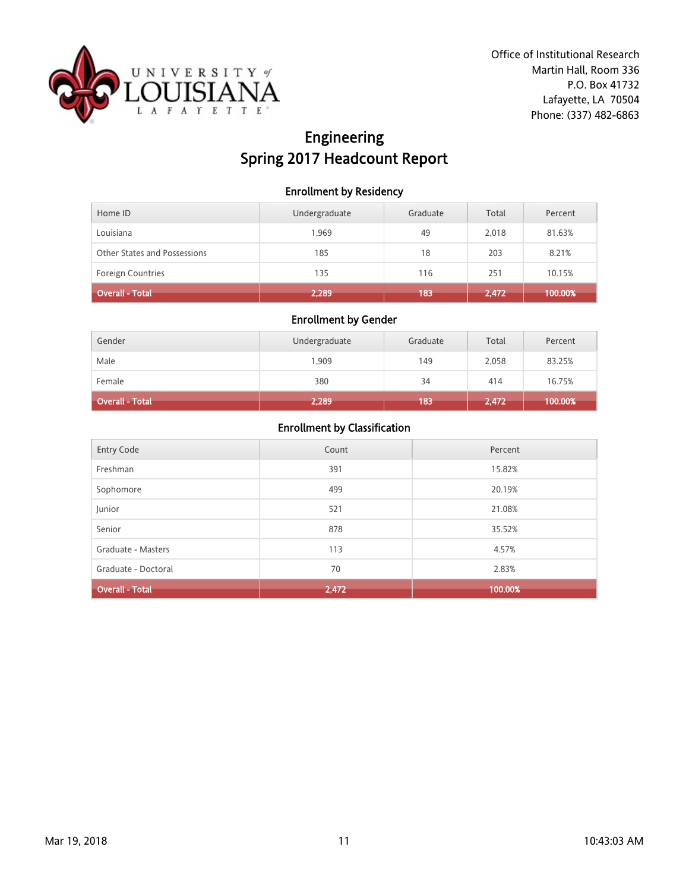Office of Institutional Research
Martin Hall, Room 336
P.O. Box 41732
Lafayette, LA 70504
Phone: (337) 482-6863

# Engineering
# Spring 2017 Headcount Report

### Enrollment by Residency

| Home ID | Undergraduate | Graduate | Total | Percent |
|---|---|---|---|---|
| Louisiana | 1,969 | 49 | 2,018 | 81.63% |
| Other States and Possessions | 185 | 18 | 203 | 8.21% |
| Foreign Countries | 135 | 116 | 251 | 10.15% |
| **Overall - Total** | **2,289** | **183** | **2,472** | **100.00%** |

### Enrollment by Gender

| Gender | Undergraduate | Graduate | Total | Percent |
|---|---|---|---|---|
| Male | 1,909 | 149 | 2,058 | 83.25% |
| Female | 380 | 34 | 414 | 16.75% |
| **Overall - Total** | **2,289** | **183** | **2,472** | **100.00%** |

### Enrollment by Classification

| Entry Code | Count | Percent |
|---|---|---|
| Freshman | 391 | 15.82% |
| Sophomore | 499 | 20.19% |
| Junior | 521 | 21.08% |
| Senior | 878 | 35.52% |
| Graduate - Masters | 113 | 4.57% |
| Graduate - Doctoral | 70 | 2.83% |
| **Overall - Total** | **2,472** | **100.00%** |

Mar 19, 2018 10:43:03 AM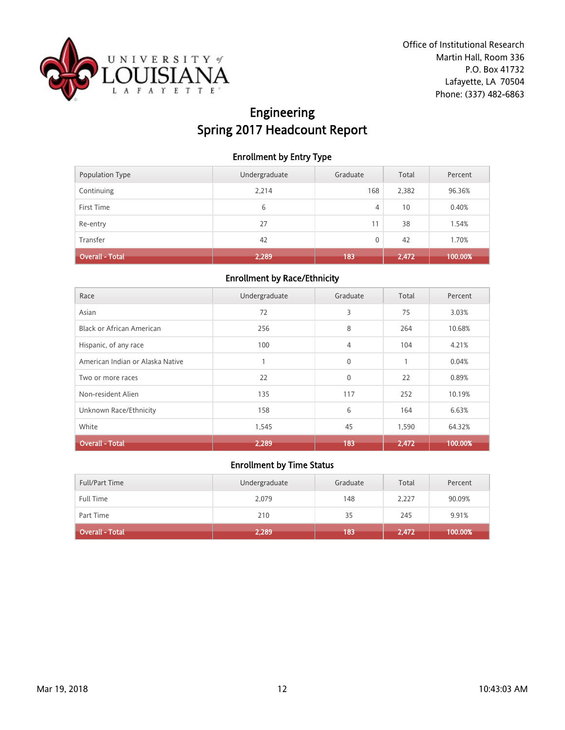Office of Institutional Research
Martin Hall, Room 336
P.O. Box 41732
Lafayette, LA 70504
Phone: (337) 482-6863

# Engineering
# Spring 2017 Headcount Report

## Enrollment by Entry Type

| Population Type | Undergraduate | Graduate | Total | Percent |
|---|---|---|---|---|
| Continuing | 2,214 | 168 | 2,382 | 96.36% |
| First Time | 6 | 4 | 10 | 0.40% |
| Re-entry | 27 | 11 | 38 | 1.54% |
| Transfer | 42 | 0 | 42 | 1.70% |
| **Overall - Total** | **2,289** | **183** | **2,472** | **100.00%** |

## Enrollment by Race/Ethnicity

| Race | Undergraduate | Graduate | Total | Percent |
|---|---|---|---|---|
| Asian | 72 | 3 | 75 | 3.03% |
| Black or African American | 256 | 8 | 264 | 10.68% |
| Hispanic, of any race | 100 | 4 | 104 | 4.21% |
| American Indian or Alaska Native | 1 | 0 | 1 | 0.04% |
| Two or more races | 22 | 0 | 22 | 0.89% |
| Non-resident Alien | 135 | 117 | 252 | 10.19% |
| Unknown Race/Ethnicity | 158 | 6 | 164 | 6.63% |
| White | 1,545 | 45 | 1,590 | 64.32% |
| **Overall - Total** | **2,289** | **183** | **2,472** | **100.00%** |

## Enrollment by Time Status

| Full/Part Time | Undergraduate | Graduate | Total | Percent |
|---|---|---|---|---|
| Full Time | 2,079 | 148 | 2,227 | 90.09% |
| Part Time | 210 | 35 | 245 | 9.91% |
| **Overall - Total** | **2,289** | **183** | **2,472** | **100.00%** |

Mar 19, 2018 10:43:03 AM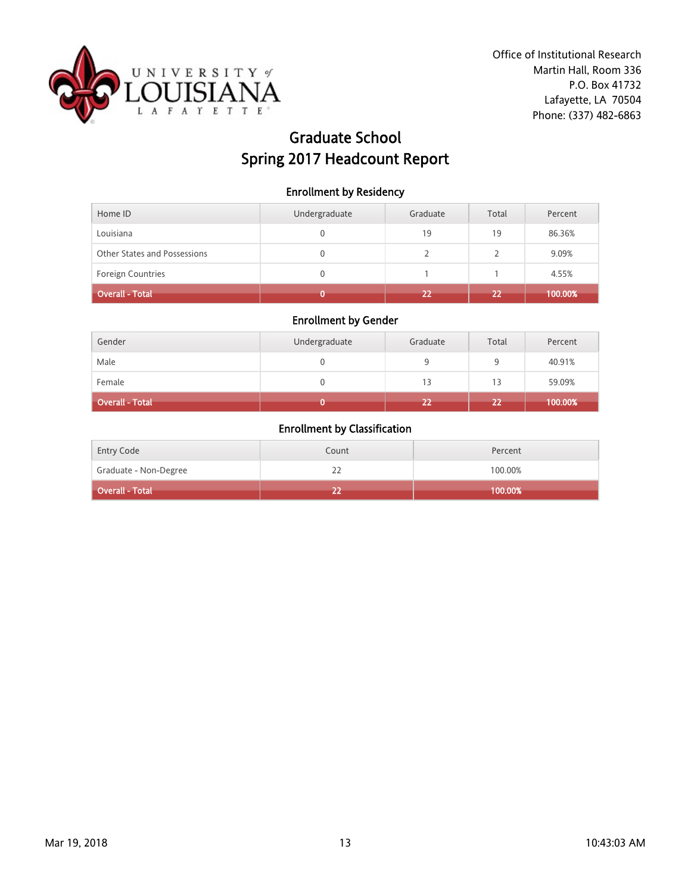Office of Institutional Research
Martin Hall, Room 336
P.O. Box 41732
Lafayette, LA 70504
Phone: (337) 482-6863

# Graduate School
# Spring 2017 Headcount Report

### Enrollment by Residency

| Home ID | Undergraduate | Graduate | Total | Percent |
|---|---|---|---|---|
| Louisiana | 0 | 19 | 19 | 86.36% |
| Other States and Possessions | 0 | 2 | 2 | 9.09% |
| Foreign Countries | 0 | 1 | 1 | 4.55% |
| **Overall - Total** | **0** | **22** | **22** | **100.00%** |

### Enrollment by Gender

| Gender | Undergraduate | Graduate | Total | Percent |
|---|---|---|---|---|
| Male | 0 | 9 | 9 | 40.91% |
| Female | 0 | 13 | 13 | 59.09% |
| **Overall - Total** | **0** | **22** | **22** | **100.00%** |

### Enrollment by Classification

| Entry Code | Count | Percent |
|---|---|---|
| Graduate - Non-Degree | 22 | 100.00% |
| **Overall - Total** | **22** | **100.00%** |

Mar 19, 2018 10:43:03 AM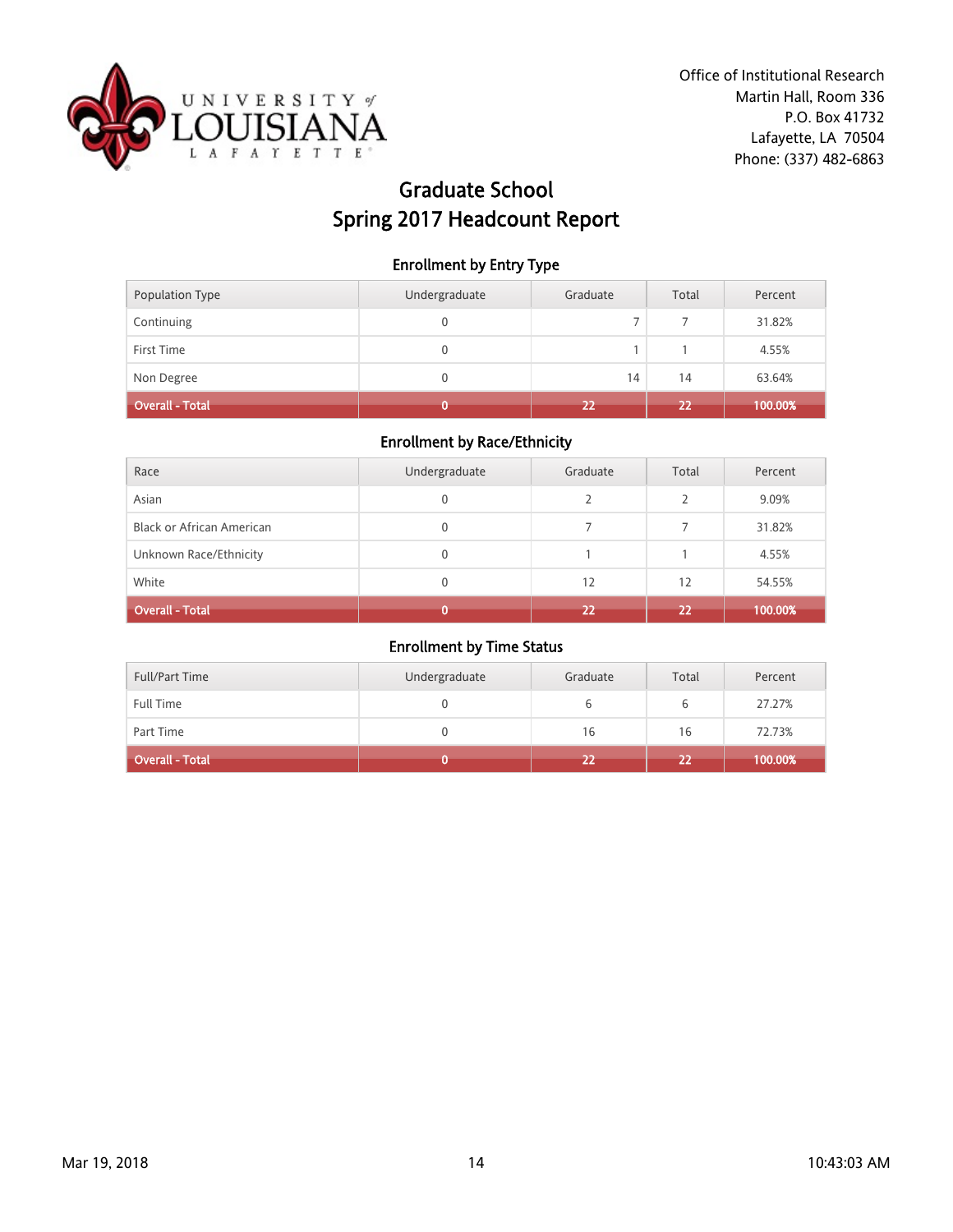Office of Institutional Research
Martin Hall, Room 336
P.O. Box 41732
Lafayette, LA 70504
Phone: (337) 482-6863

# Graduate School
# Spring 2017 Headcount Report

## Enrollment by Entry Type

| Population Type | Undergraduate | Graduate | Total | Percent |
|---|---|---|---|---|
| Continuing | 0 | 7 | 7 | 31.82% |
| First Time | 0 | 1 | 1 | 4.55% |
| Non Degree | 0 | 14 | 14 | 63.64% |
| **Overall - Total** | **0** | **22** | **22** | **100.00%** |

## Enrollment by Race/Ethnicity

| Race | Undergraduate | Graduate | Total | Percent |
|---|---|---|---|---|
| Asian | 0 | 2 | 2 | 9.09% |
| Black or African American | 0 | 7 | 7 | 31.82% |
| Unknown Race/Ethnicity | 0 | 1 | 1 | 4.55% |
| White | 0 | 12 | 12 | 54.55% |
| **Overall - Total** | **0** | **22** | **22** | **100.00%** |

## Enrollment by Time Status

| Full/Part Time | Undergraduate | Graduate | Total | Percent |
|---|---|---|---|---|
| Full Time | 0 | 6 | 6 | 27.27% |
| Part Time | 0 | 16 | 16 | 72.73% |
| **Overall - Total** | **0** | **22** | **22** | **100.00%** |

Mar 19, 2018 10:43:03 AM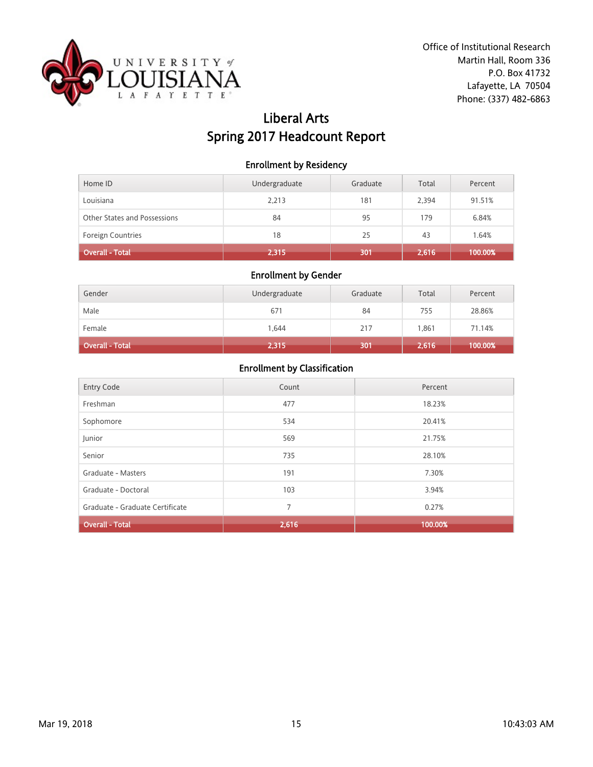Office of Institutional Research
Martin Hall, Room 336
P.O. Box 41732
Lafayette, LA 70504
Phone: (337) 482-6863

# Liberal Arts
# Spring 2017 Headcount Report

### Enrollment by Residency

| Home ID | Undergraduate | Graduate | Total | Percent |
|---|---|---|---|---|
| Louisiana | 2,213 | 181 | 2,394 | 91.51% |
| Other States and Possessions | 84 | 95 | 179 | 6.84% |
| Foreign Countries | 18 | 25 | 43 | 1.64% |
| **Overall - Total** | **2,315** | **301** | **2,616** | **100.00%** |

### Enrollment by Gender

| Gender | Undergraduate | Graduate | Total | Percent |
|---|---|---|---|---|
| Male | 671 | 84 | 755 | 28.86% |
| Female | 1,644 | 217 | 1,861 | 71.14% |
| **Overall - Total** | **2,315** | **301** | **2,616** | **100.00%** |

### Enrollment by Classification

| Entry Code | Count | Percent |
|---|---|---|
| Freshman | 477 | 18.23% |
| Sophomore | 534 | 20.41% |
| Junior | 569 | 21.75% |
| Senior | 735 | 28.10% |
| Graduate - Masters | 191 | 7.30% |
| Graduate - Doctoral | 103 | 3.94% |
| Graduate - Graduate Certificate | 7 | 0.27% |
| **Overall - Total** | **2,616** | **100.00%** |

Mar 19, 2018 10:43:03 AM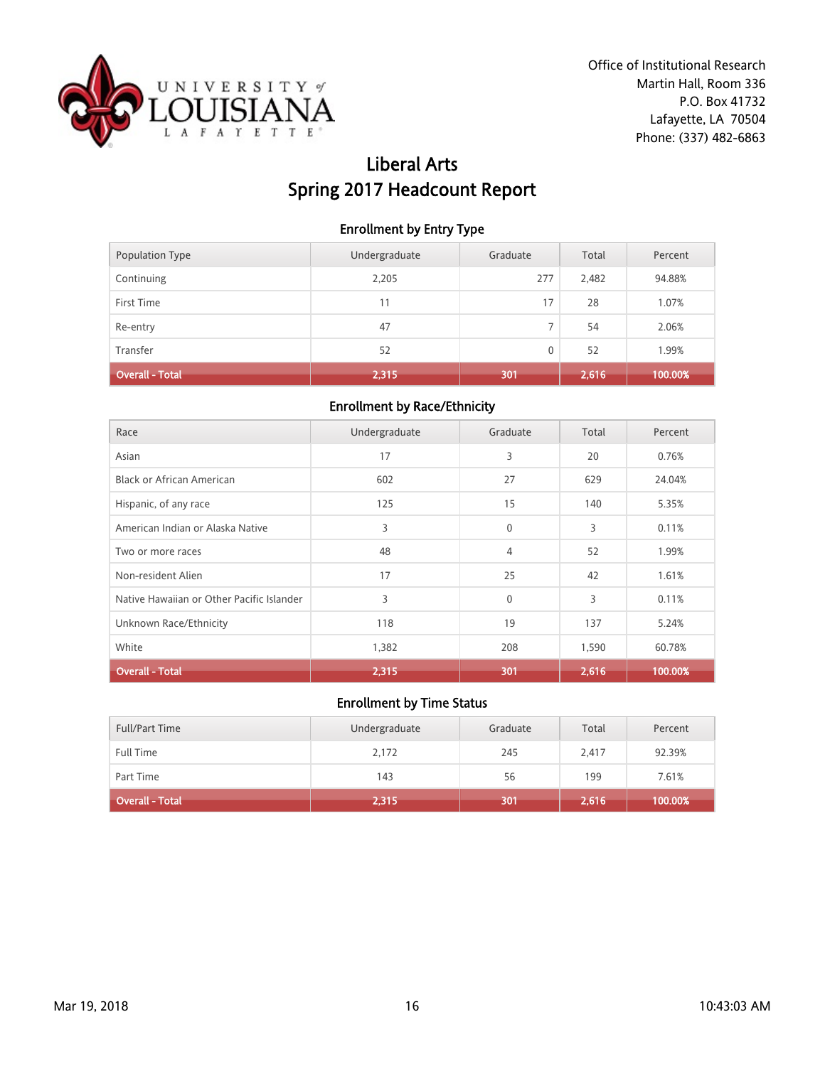Office of Institutional Research
Martin Hall, Room 336
P.O. Box 41732
Lafayette, LA 70504
Phone: (337) 482-6863

# Liberal Arts
# Spring 2017 Headcount Report

### Enrollment by Entry Type

| Population Type | Undergraduate | Graduate | Total | Percent |
|---|---|---|---|---|
| Continuing | 2,205 | 277 | 2,482 | 94.88% |
| First Time | 11 | 17 | 28 | 1.07% |
| Re-entry | 47 | 7 | 54 | 2.06% |
| Transfer | 52 | 0 | 52 | 1.99% |
| **Overall - Total** | **2,315** | **301** | **2,616** | **100.00%** |

### Enrollment by Race/Ethnicity

| Race | Undergraduate | Graduate | Total | Percent |
|---|---|---|---|---|
| Asian | 17 | 3 | 20 | 0.76% |
| Black or African American | 602 | 27 | 629 | 24.04% |
| Hispanic, of any race | 125 | 15 | 140 | 5.35% |
| American Indian or Alaska Native | 3 | 0 | 3 | 0.11% |
| Two or more races | 48 | 4 | 52 | 1.99% |
| Non-resident Alien | 17 | 25 | 42 | 1.61% |
| Native Hawaiian or Other Pacific Islander | 3 | 0 | 3 | 0.11% |
| Unknown Race/Ethnicity | 118 | 19 | 137 | 5.24% |
| White | 1,382 | 208 | 1,590 | 60.78% |
| **Overall - Total** | **2,315** | **301** | **2,616** | **100.00%** |

### Enrollment by Time Status

| Full/Part Time | Undergraduate | Graduate | Total | Percent |
|---|---|---|---|---|
| Full Time | 2,172 | 245 | 2,417 | 92.39% |
| Part Time | 143 | 56 | 199 | 7.61% |
| **Overall - Total** | **2,315** | **301** | **2,616** | **100.00%** |

Mar 19, 2018 10:43:03 AM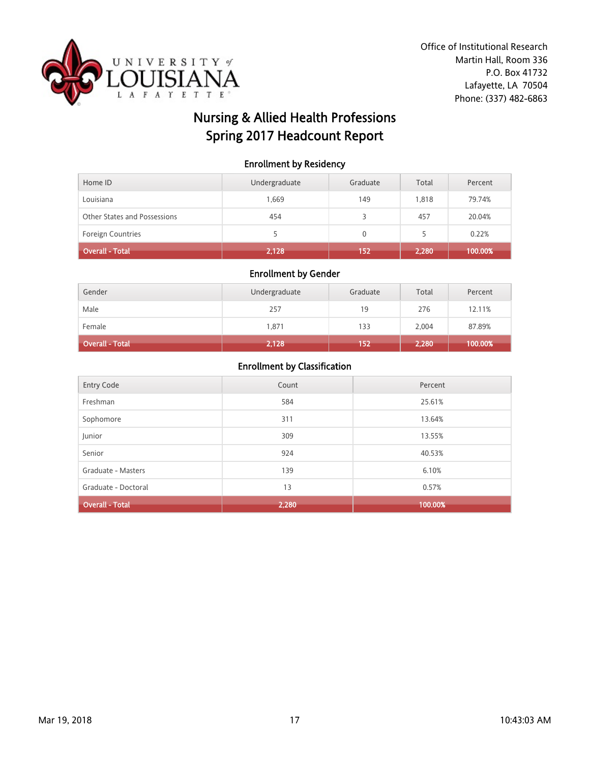Office of Institutional Research
Martin Hall, Room 336
P.O. Box 41732
Lafayette, LA 70504
Phone: (337) 482-6863

# Nursing & Allied Health Professions
# Spring 2017 Headcount Report

## Enrollment by Residency

| Home ID | Undergraduate | Graduate | Total | Percent |
|---|---|---|---|---|
| Louisiana | 1,669 | 149 | 1,818 | 79.74% |
| Other States and Possessions | 454 | 3 | 457 | 20.04% |
| Foreign Countries | 5 | 0 | 5 | 0.22% |
| **Overall - Total** | **2,128** | **152** | **2,280** | **100.00%** |

## Enrollment by Gender

| Gender | Undergraduate | Graduate | Total | Percent |
|---|---|---|---|---|
| Male | 257 | 19 | 276 | 12.11% |
| Female | 1,871 | 133 | 2,004 | 87.89% |
| **Overall - Total** | **2,128** | **152** | **2,280** | **100.00%** |

## Enrollment by Classification

| Entry Code | Count | Percent |
|---|---|---|
| Freshman | 584 | 25.61% |
| Sophomore | 311 | 13.64% |
| Junior | 309 | 13.55% |
| Senior | 924 | 40.53% |
| Graduate - Masters | 139 | 6.10% |
| Graduate - Doctoral | 13 | 0.57% |
| **Overall - Total** | **2,280** | **100.00%** |

Mar 19, 2018 10:43:03 AM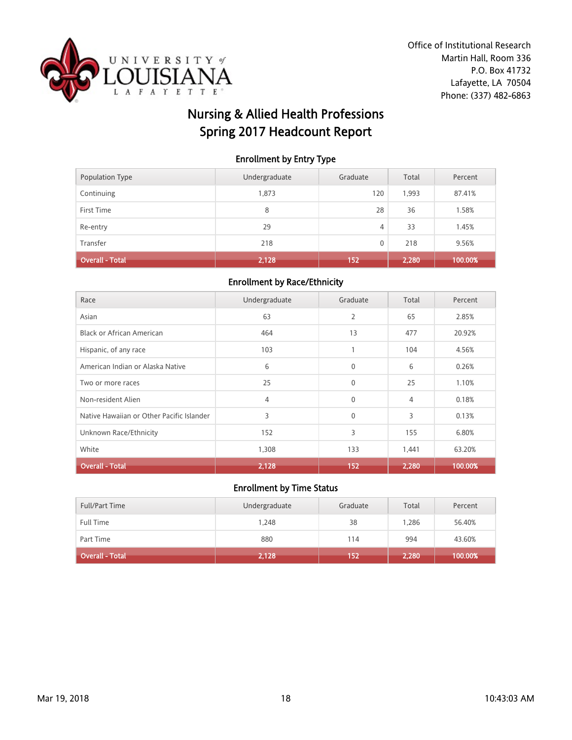Office of Institutional Research
Martin Hall, Room 336
P.O. Box 41732
Lafayette, LA 70504
Phone: (337) 482-6863

# Nursing & Allied Health Professions
# Spring 2017 Headcount Report

## Enrollment by Entry Type

| Population Type | Undergraduate | Graduate | Total | Percent |
|---|---|---|---|---|
| Continuing | 1,873 | 120 | 1,993 | 87.41% |
| First Time | 8 | 28 | 36 | 1.58% |
| Re-entry | 29 | 4 | 33 | 1.45% |
| Transfer | 218 | 0 | 218 | 9.56% |
| **Overall - Total** | **2,128** | **152** | **2,280** | **100.00%** |

## Enrollment by Race/Ethnicity

| Race | Undergraduate | Graduate | Total | Percent |
|---|---|---|---|---|
| Asian | 63 | 2 | 65 | 2.85% |
| Black or African American | 464 | 13 | 477 | 20.92% |
| Hispanic, of any race | 103 | 1 | 104 | 4.56% |
| American Indian or Alaska Native | 6 | 0 | 6 | 0.26% |
| Two or more races | 25 | 0 | 25 | 1.10% |
| Non-resident Alien | 4 | 0 | 4 | 0.18% |
| Native Hawaiian or Other Pacific Islander | 3 | 0 | 3 | 0.13% |
| Unknown Race/Ethnicity | 152 | 3 | 155 | 6.80% |
| White | 1,308 | 133 | 1,441 | 63.20% |
| **Overall - Total** | **2,128** | **152** | **2,280** | **100.00%** |

## Enrollment by Time Status

| Full/Part Time | Undergraduate | Graduate | Total | Percent |
|---|---|---|---|---|
| Full Time | 1,248 | 38 | 1,286 | 56.40% |
| Part Time | 880 | 114 | 994 | 43.60% |
| **Overall - Total** | **2,128** | **152** | **2,280** | **100.00%** |

Mar 19, 2018 10:43:03 AM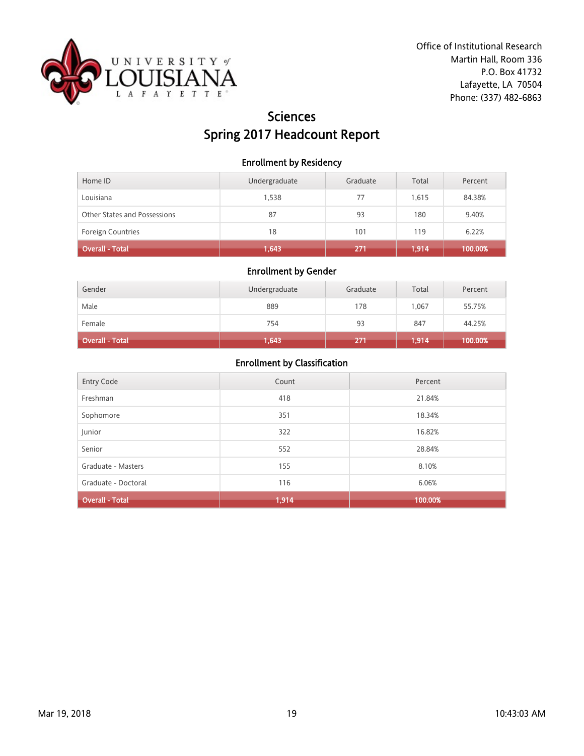Office of Institutional Research
Martin Hall, Room 336
P.O. Box 41732
Lafayette, LA 70504
Phone: (337) 482-6863

# Sciences
# Spring 2017 Headcount Report

### Enrollment by Residency

| Home ID | Undergraduate | Graduate | Total | Percent |
|---|---|---|---|---|
| Louisiana | 1,538 | 77 | 1,615 | 84.38% |
| Other States and Possessions | 87 | 93 | 180 | 9.40% |
| Foreign Countries | 18 | 101 | 119 | 6.22% |
| **Overall - Total** | **1,643** | **271** | **1,914** | **100.00%** |

### Enrollment by Gender

| Gender | Undergraduate | Graduate | Total | Percent |
|---|---|---|---|---|
| Male | 889 | 178 | 1,067 | 55.75% |
| Female | 754 | 93 | 847 | 44.25% |
| **Overall - Total** | **1,643** | **271** | **1,914** | **100.00%** |

### Enrollment by Classification

| Entry Code | Count | Percent |
|---|---|---|
| Freshman | 418 | 21.84% |
| Sophomore | 351 | 18.34% |
| Junior | 322 | 16.82% |
| Senior | 552 | 28.84% |
| Graduate - Masters | 155 | 8.10% |
| Graduate - Doctoral | 116 | 6.06% |
| **Overall - Total** | **1,914** | **100.00%** |

Mar 19, 2018 10:43:03 AM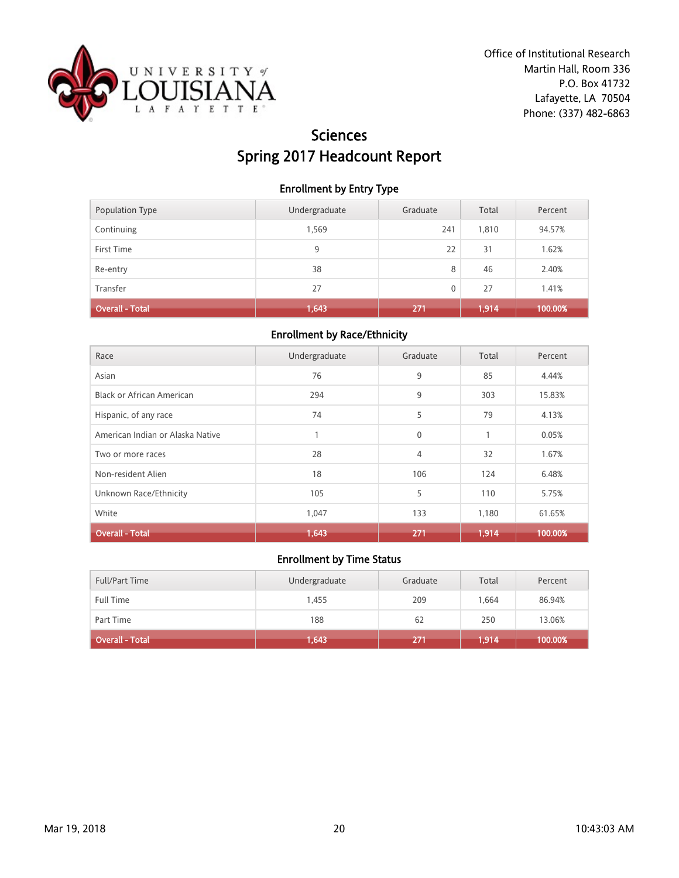Office of Institutional Research
Martin Hall, Room 336
P.O. Box 41732
Lafayette, LA 70504
Phone: (337) 482-6863

# Sciences
# Spring 2017 Headcount Report

### Enrollment by Entry Type

| Population Type | Undergraduate | Graduate | Total | Percent |
|---|---|---|---|---|
| Continuing | 1,569 | 241 | 1,810 | 94.57% |
| First Time | 9 | 22 | 31 | 1.62% |
| Re-entry | 38 | 8 | 46 | 2.40% |
| Transfer | 27 | 0 | 27 | 1.41% |
| **Overall - Total** | **1,643** | **271** | **1,914** | **100.00%** |

### Enrollment by Race/Ethnicity

| Race | Undergraduate | Graduate | Total | Percent |
|---|---|---|---|---|
| Asian | 76 | 9 | 85 | 4.44% |
| Black or African American | 294 | 9 | 303 | 15.83% |
| Hispanic, of any race | 74 | 5 | 79 | 4.13% |
| American Indian or Alaska Native | 1 | 0 | 1 | 0.05% |
| Two or more races | 28 | 4 | 32 | 1.67% |
| Non-resident Alien | 18 | 106 | 124 | 6.48% |
| Unknown Race/Ethnicity | 105 | 5 | 110 | 5.75% |
| White | 1,047 | 133 | 1,180 | 61.65% |
| **Overall - Total** | **1,643** | **271** | **1,914** | **100.00%** |

### Enrollment by Time Status

| Full/Part Time | Undergraduate | Graduate | Total | Percent |
|---|---|---|---|---|
| Full Time | 1,455 | 209 | 1,664 | 86.94% |
| Part Time | 188 | 62 | 250 | 13.06% |
| **Overall - Total** | **1,643** | **271** | **1,914** | **100.00%** |

Mar 19, 2018 10:43:03 AM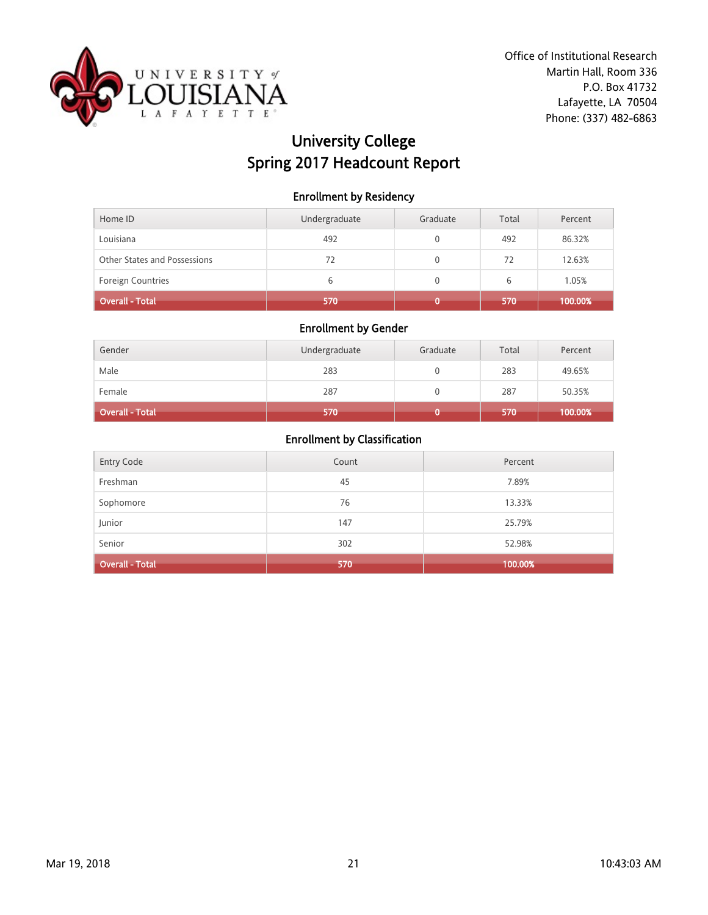Office of Institutional Research
Martin Hall, Room 336
P.O. Box 41732
Lafayette, LA 70504
Phone: (337) 482-6863

# University College
# Spring 2017 Headcount Report

### Enrollment by Residency

| Home ID | Undergraduate | Graduate | Total | Percent |
|---|---|---|---|---|
| Louisiana | 492 | 0 | 492 | 86.32% |
| Other States and Possessions | 72 | 0 | 72 | 12.63% |
| Foreign Countries | 6 | 0 | 6 | 1.05% |
| **Overall - Total** | **570** | **0** | **570** | **100.00%** |

### Enrollment by Gender

| Gender | Undergraduate | Graduate | Total | Percent |
|---|---|---|---|---|
| Male | 283 | 0 | 283 | 49.65% |
| Female | 287 | 0 | 287 | 50.35% |
| **Overall - Total** | **570** | **0** | **570** | **100.00%** |

### Enrollment by Classification

| Entry Code | Count | Percent |
|---|---|---|
| Freshman | 45 | 7.89% |
| Sophomore | 76 | 13.33% |
| Junior | 147 | 25.79% |
| Senior | 302 | 52.98% |
| **Overall - Total** | **570** | **100.00%** |

Mar 19, 2018 10:43:03 AM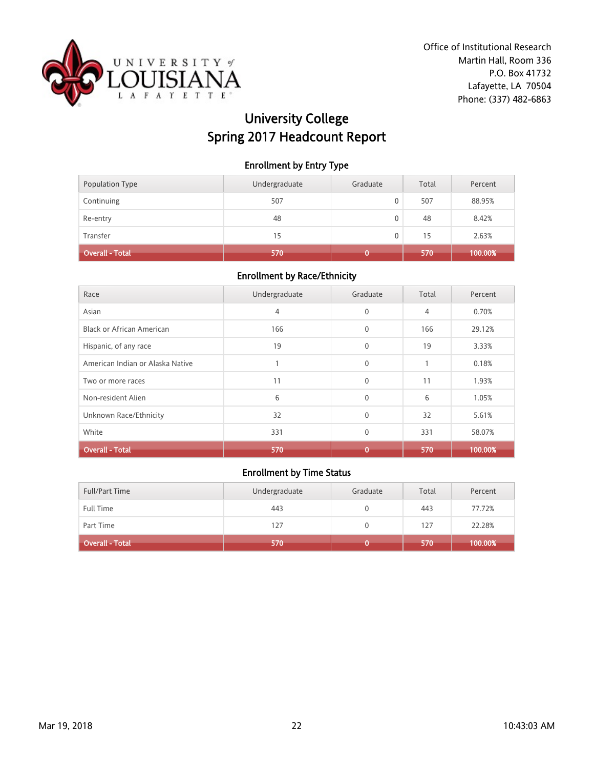UNIVERSITY of LOUISIANA LAFAYETTE

Office of Institutional Research
Martin Hall, Room 336
P.O. Box 41732
Lafayette, LA 70504
Phone: (337) 482-6863

# University College
# Spring 2017 Headcount Report

### Enrollment by Entry Type

| Population Type | Undergraduate | Graduate | Total | Percent |
|---|---|---|---|---|
| Continuing | 507 | 0 | 507 | 88.95% |
| Re-entry | 48 | 0 | 48 | 8.42% |
| Transfer | 15 | 0 | 15 | 2.63% |
| **Overall - Total** | **570** | **0** | **570** | **100.00%** |

### Enrollment by Race/Ethnicity

| Race | Undergraduate | Graduate | Total | Percent |
|---|---|---|---|---|
| Asian | 4 | 0 | 4 | 0.70% |
| Black or African American | 166 | 0 | 166 | 29.12% |
| Hispanic, of any race | 19 | 0 | 19 | 3.33% |
| American Indian or Alaska Native | 1 | 0 | 1 | 0.18% |
| Two or more races | 11 | 0 | 11 | 1.93% |
| Non-resident Alien | 6 | 0 | 6 | 1.05% |
| Unknown Race/Ethnicity | 32 | 0 | 32 | 5.61% |
| White | 331 | 0 | 331 | 58.07% |
| **Overall - Total** | **570** | **0** | **570** | **100.00%** |

### Enrollment by Time Status

| Full/Part Time | Undergraduate | Graduate | Total | Percent |
|---|---|---|---|---|
| Full Time | 443 | 0 | 443 | 77.72% |
| Part Time | 127 | 0 | 127 | 22.28% |
| **Overall - Total** | **570** | **0** | **570** | **100.00%** |

Mar 19, 2018 10:43:03 AM